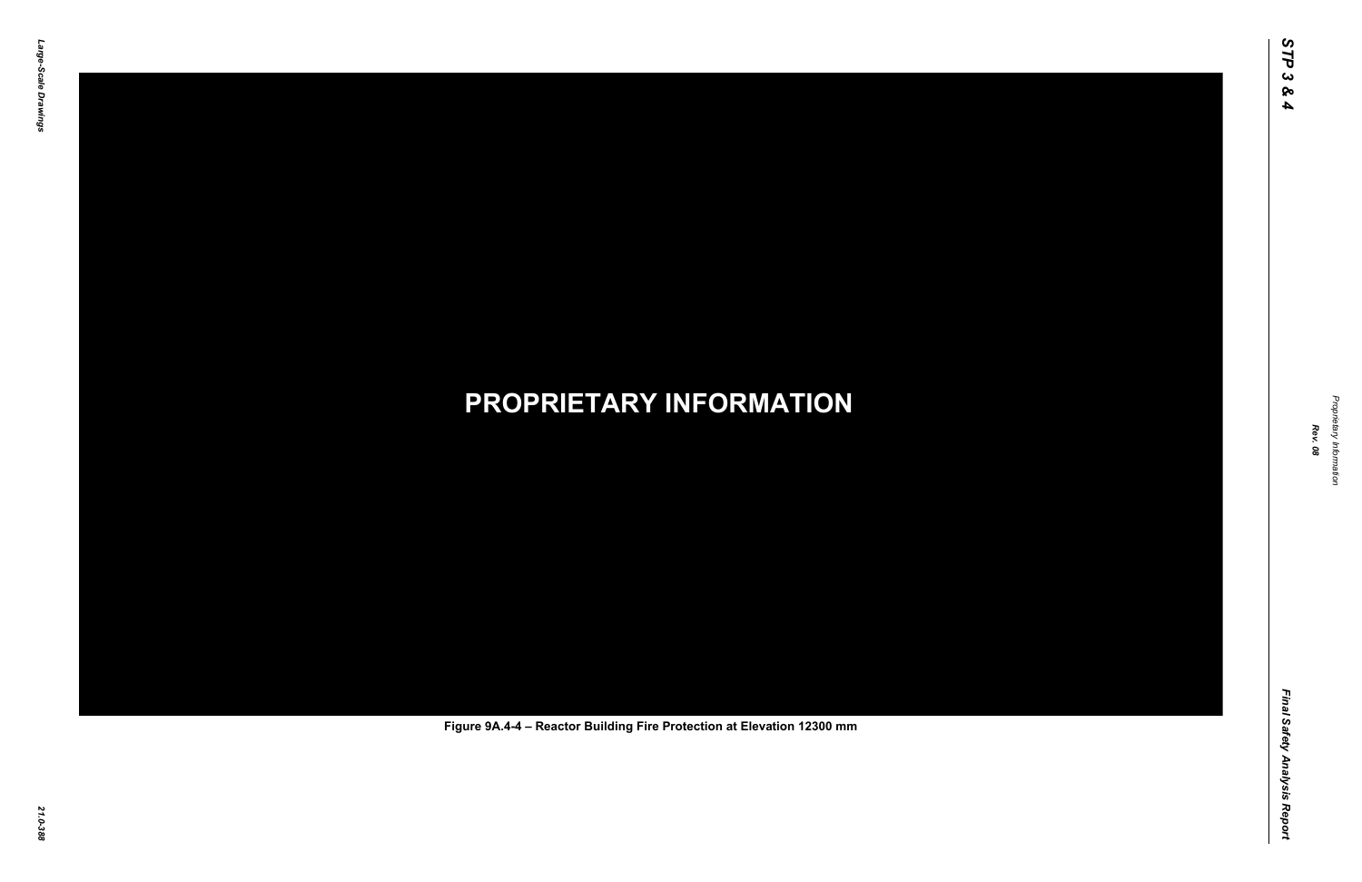**PROPRIETARY INFORMATION**

Figure 9A.4-4 – Reactor Building Fire Protection at Elevation 12300 mm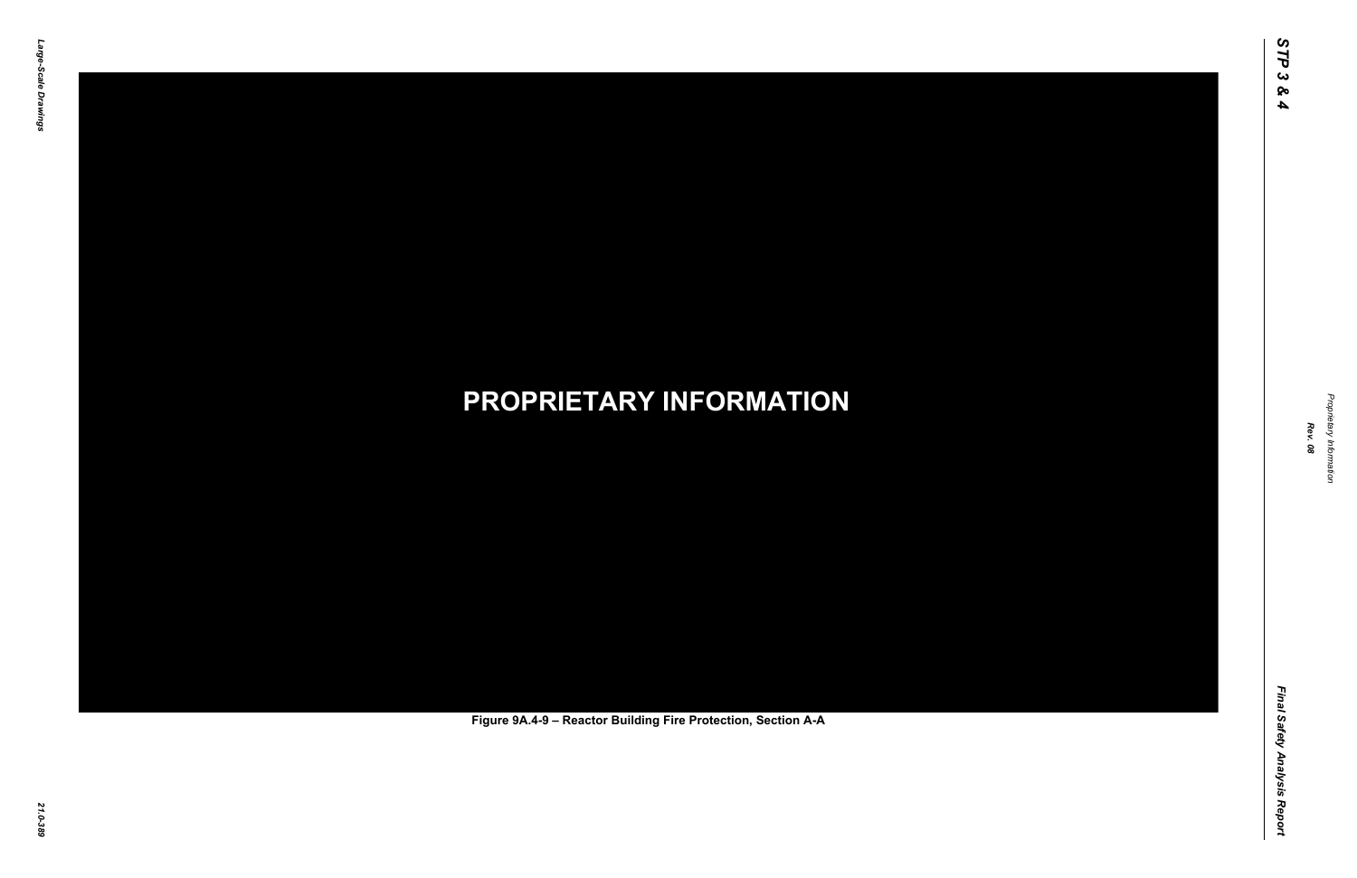**PROPRIETARY INFORMATION**

Figure 9A.4-9 – Reactor Building Fire Protection, Section A-A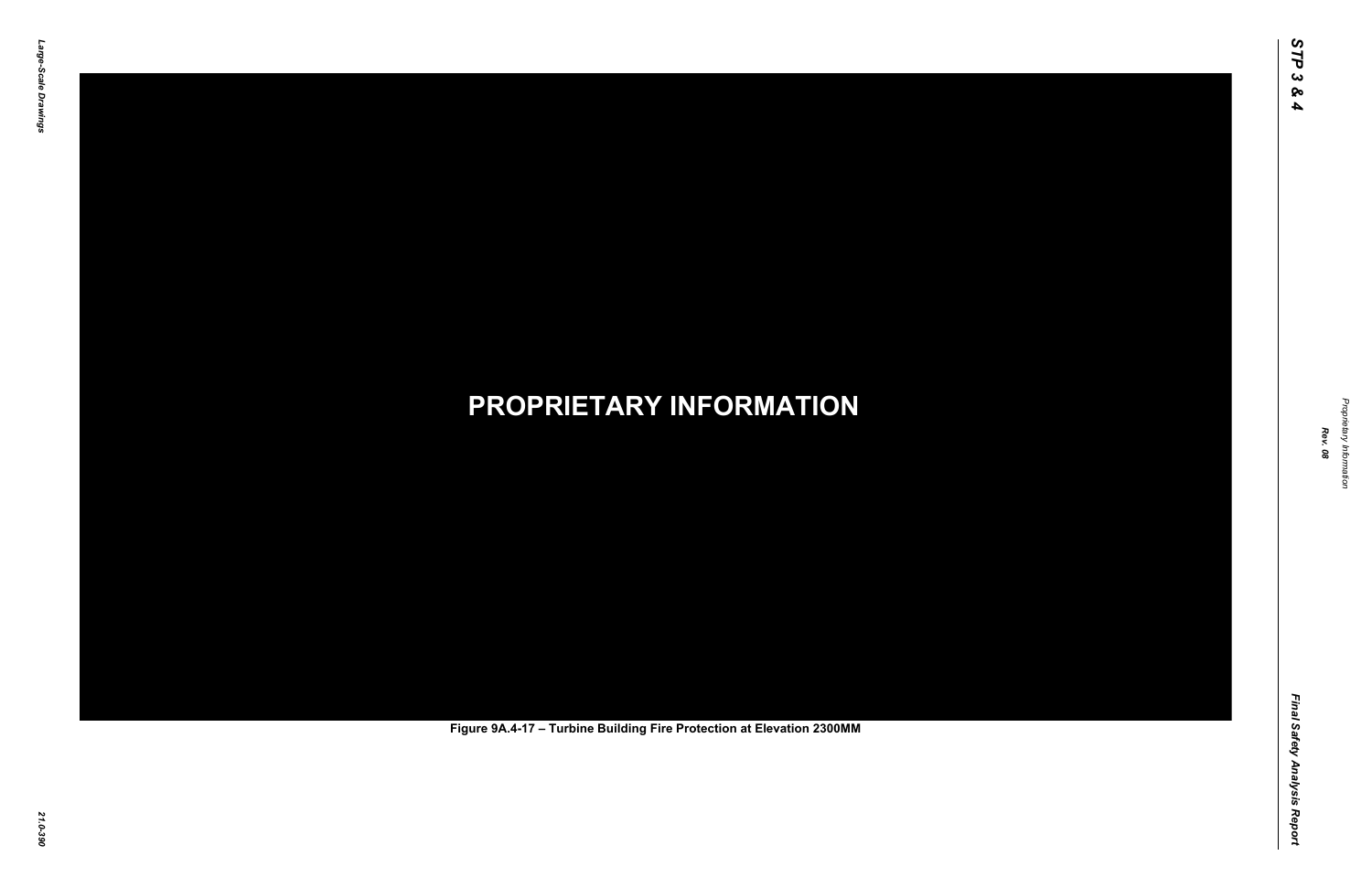PROPRIETARY INFORMATION

Figure 9A.4-17 – Turbine Building Fire Protection at Elevation 2300MM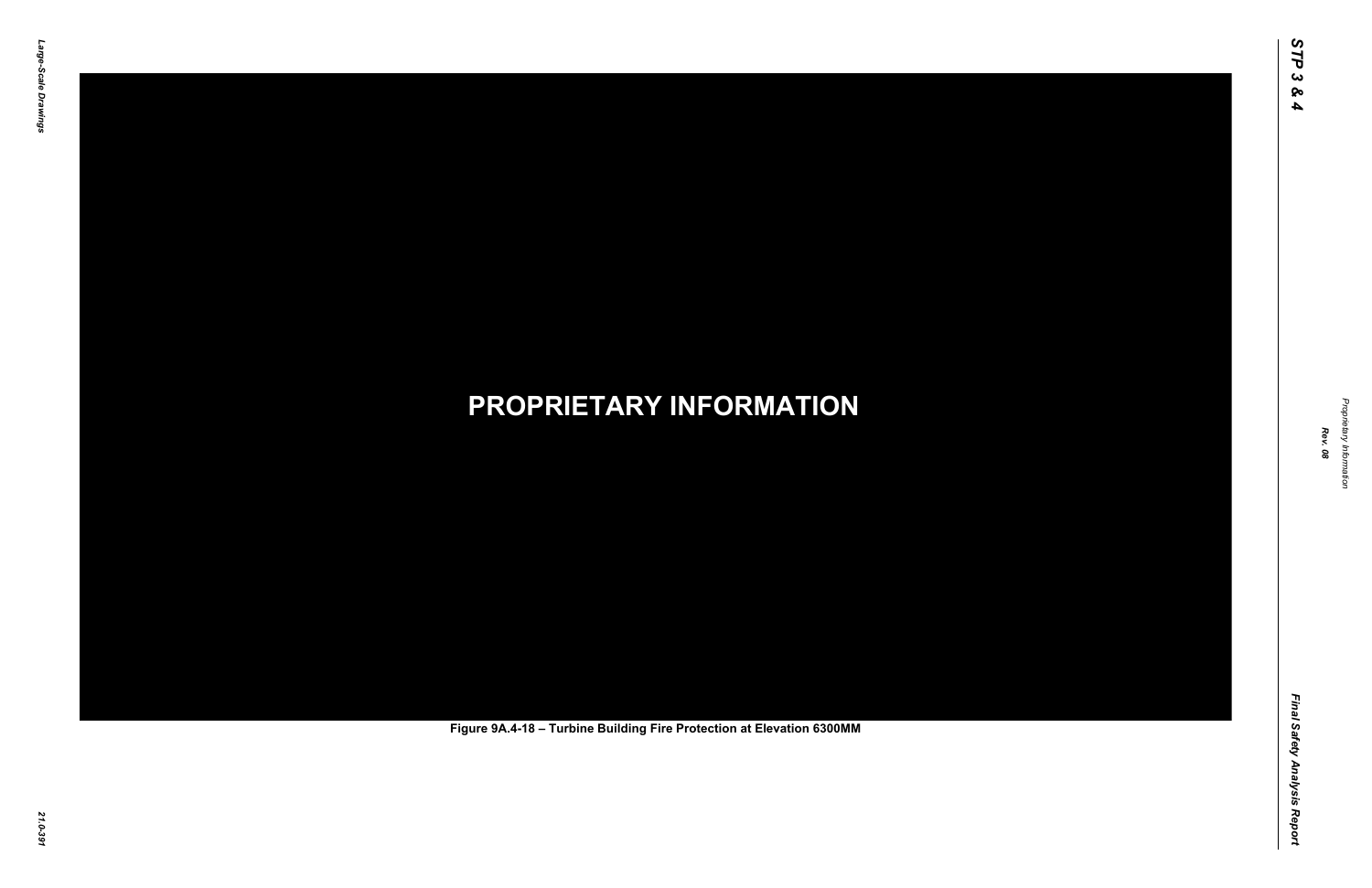**PROPRIETARY INFORMATION**

Figure 9A.4-18 – Turbine Building Fire Protection at Elevation 6300MM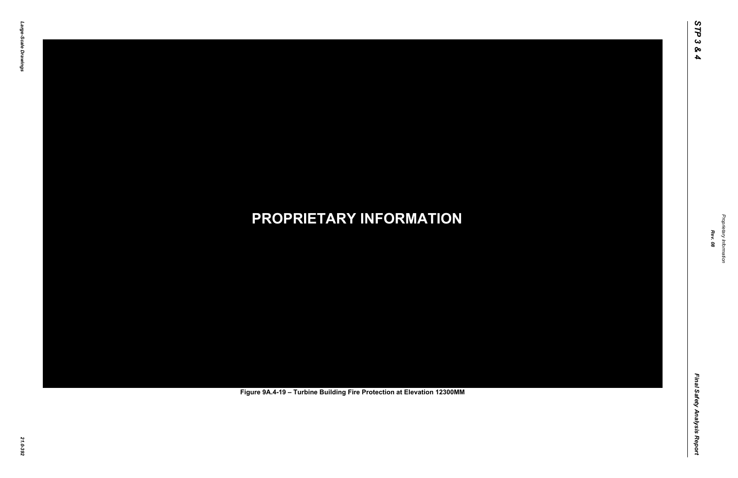**PROPRIETARY INFORMATION**

Figure 9A.4-19 – Turbine Building Fire Protection at Elevation 12300MM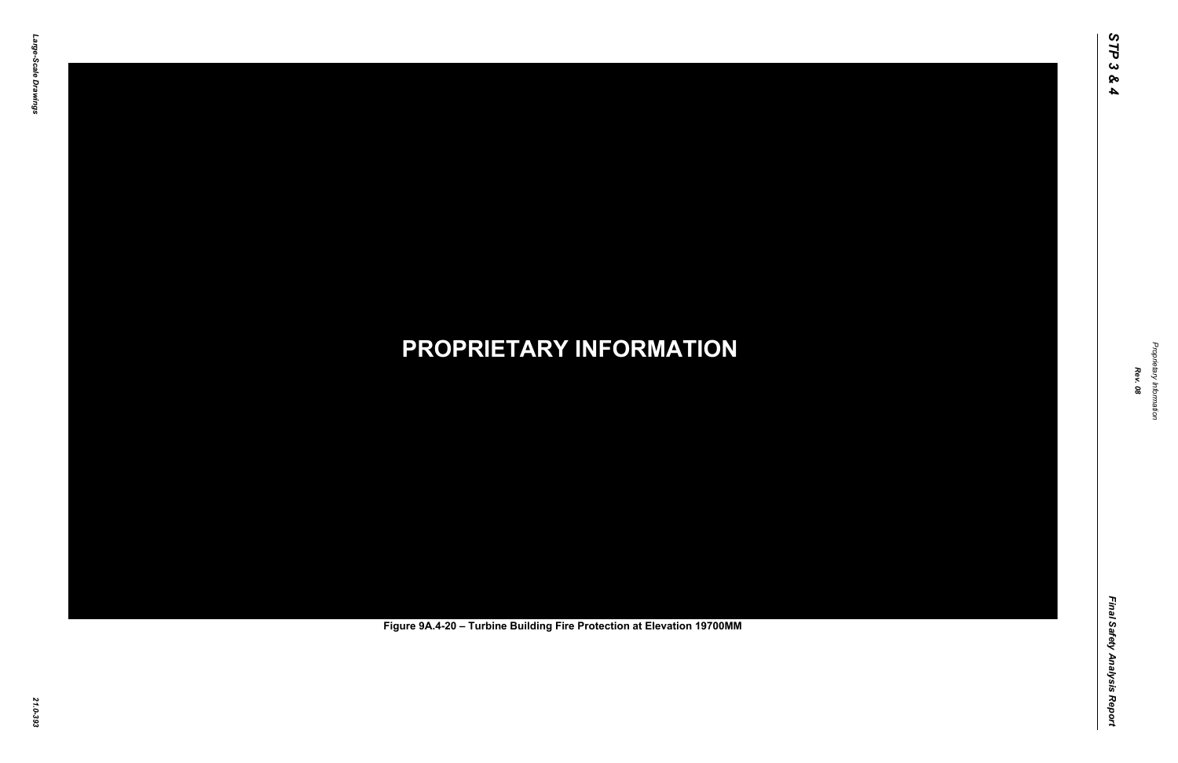**PROPRIETARY INFORMATION**

Figure 9A.4-20 – Turbine Building Fire Protection at Elevation 19700MM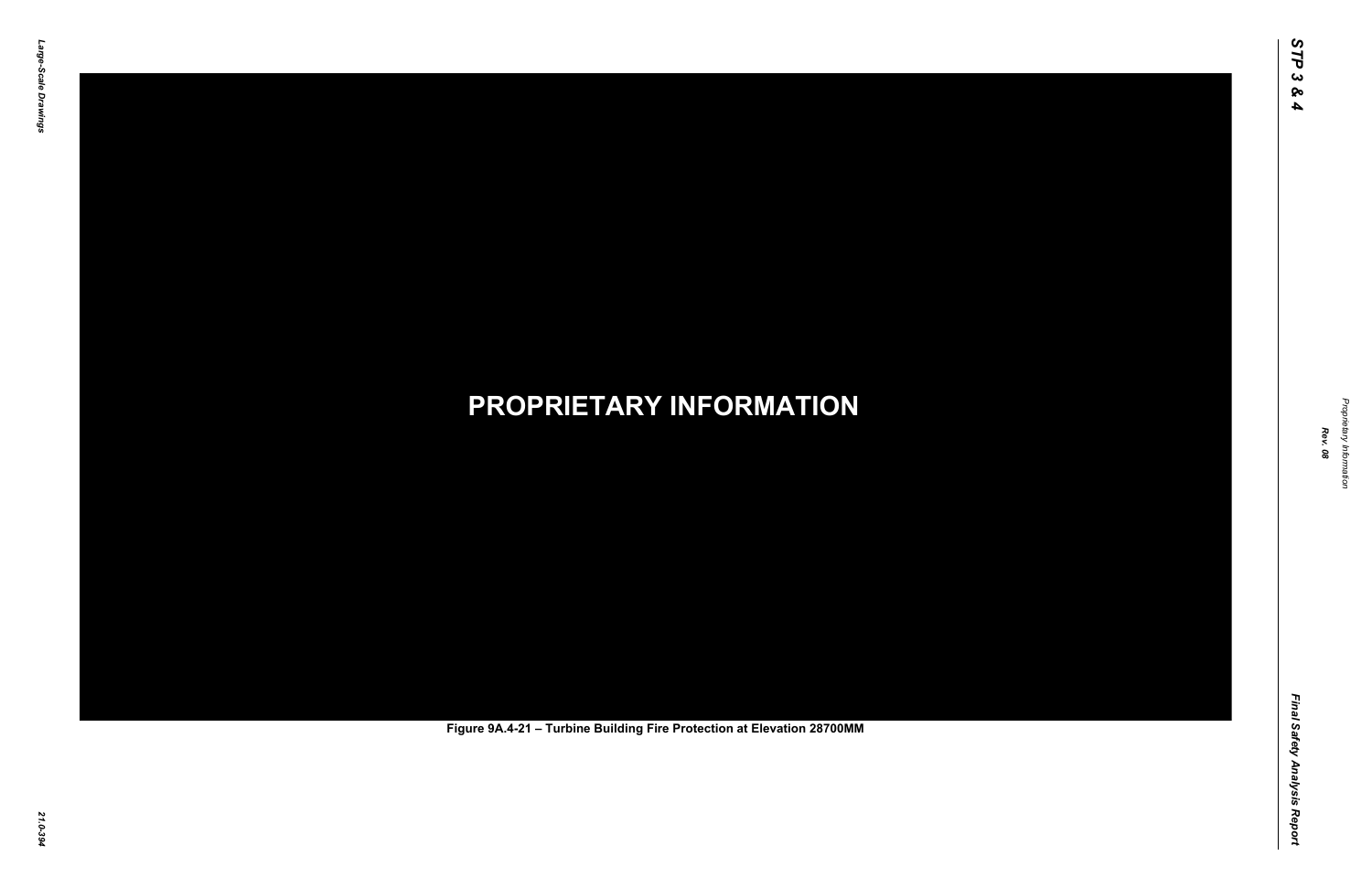**PROPRIETARY INFORMATION**

Figure 9A.4-21 – Turbine Building Fire Protection at Elevation 28700MM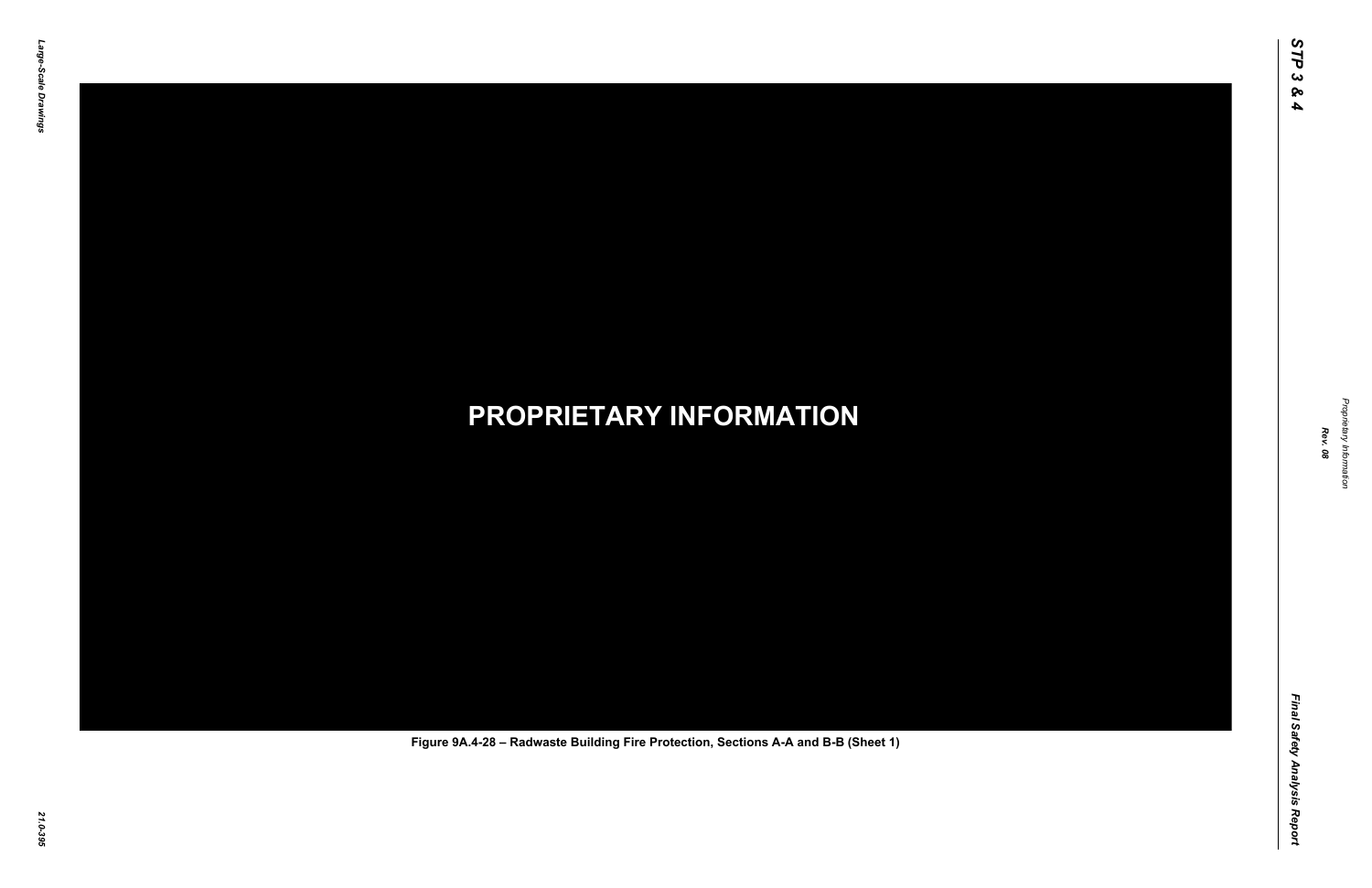PROPRIETARY INFORMATION

Figure 9A.4-28 – Radwaste Building Fire Protection, Sections A-A and B-B (Sheet 1)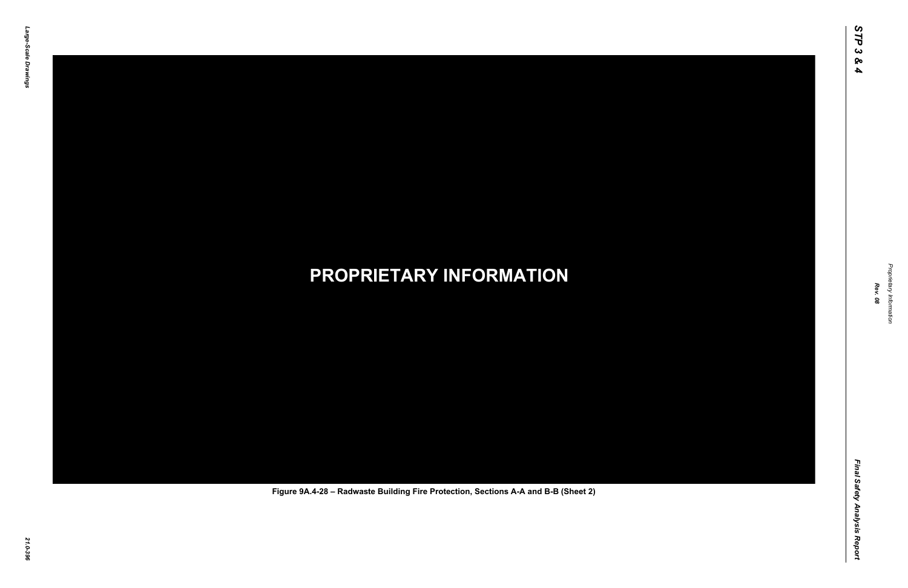**PROPRIETARY INFORMATION**

Figure 9A.4-28 – Radwaste Building Fire Protection, Sections A-A and B-B (Sheet 2)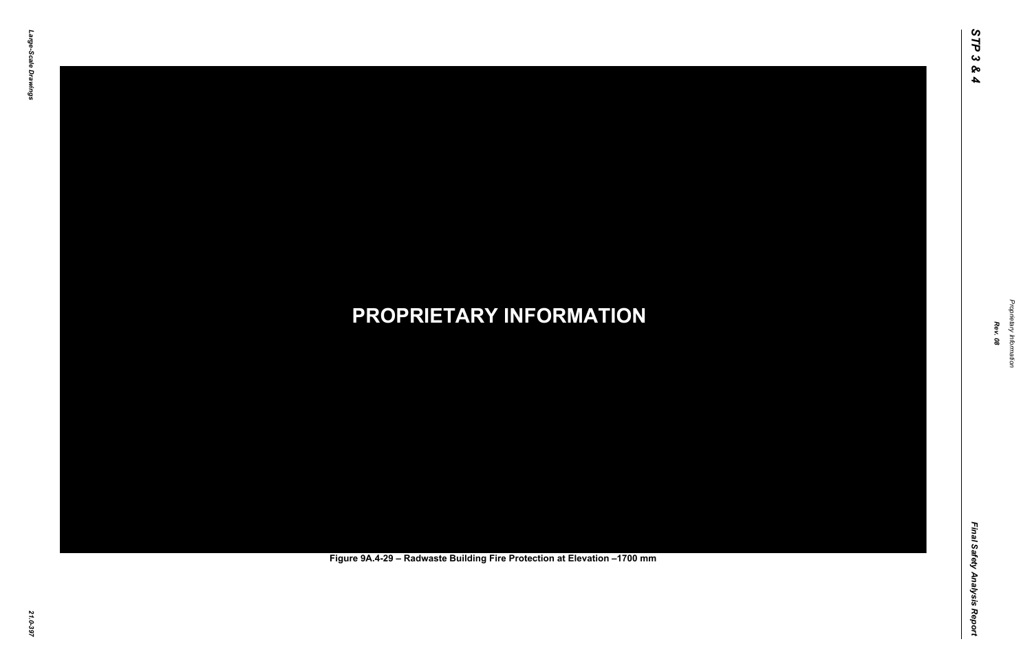**PROPRIETARY INFORMATION**

**Figure 9A.4-29 – Radwaste Building Fire Protection at Elevation –1700 mm**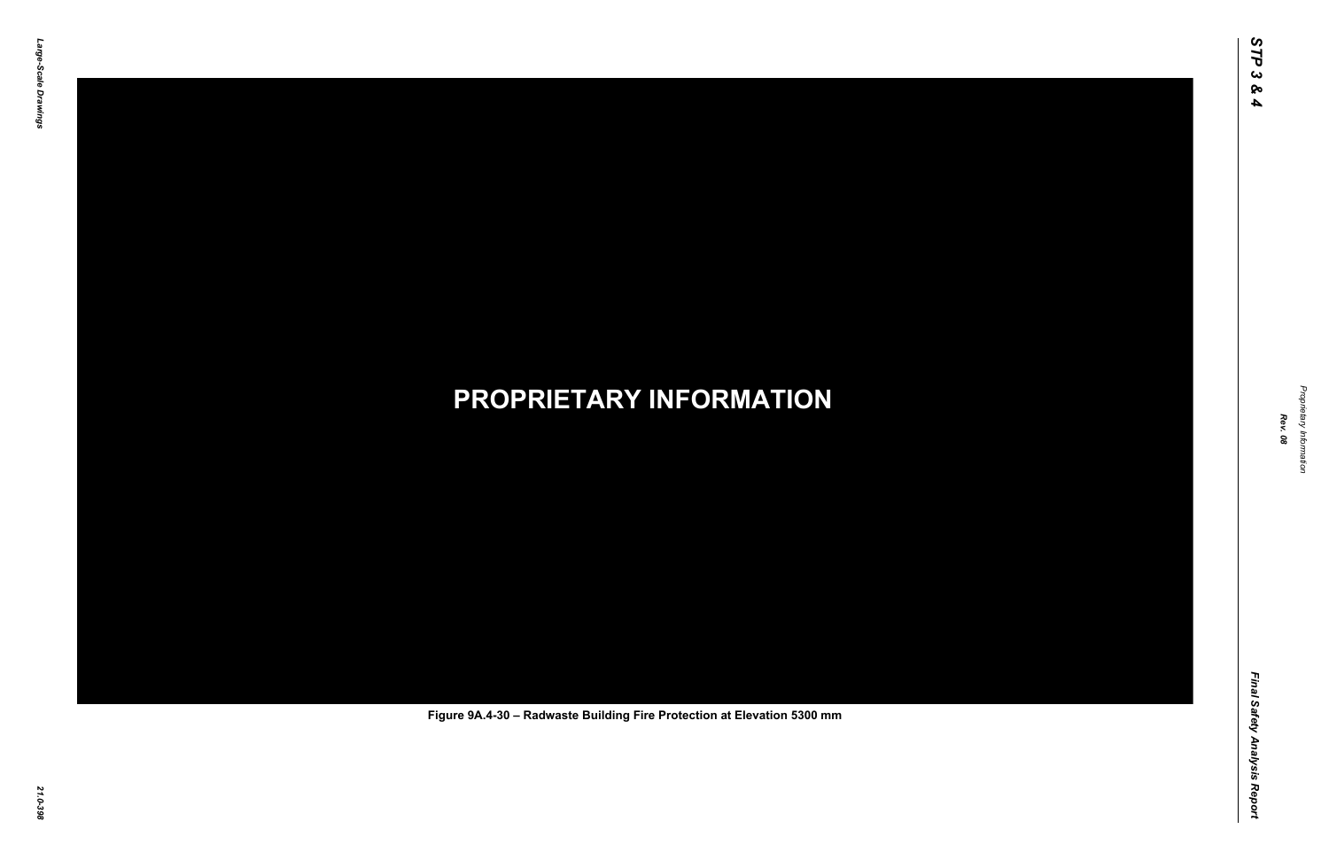**PROPRIETARY INFORMATION**

Figure 9A.4-30 – Radwaste Building Fire Protection at Elevation 5300 mm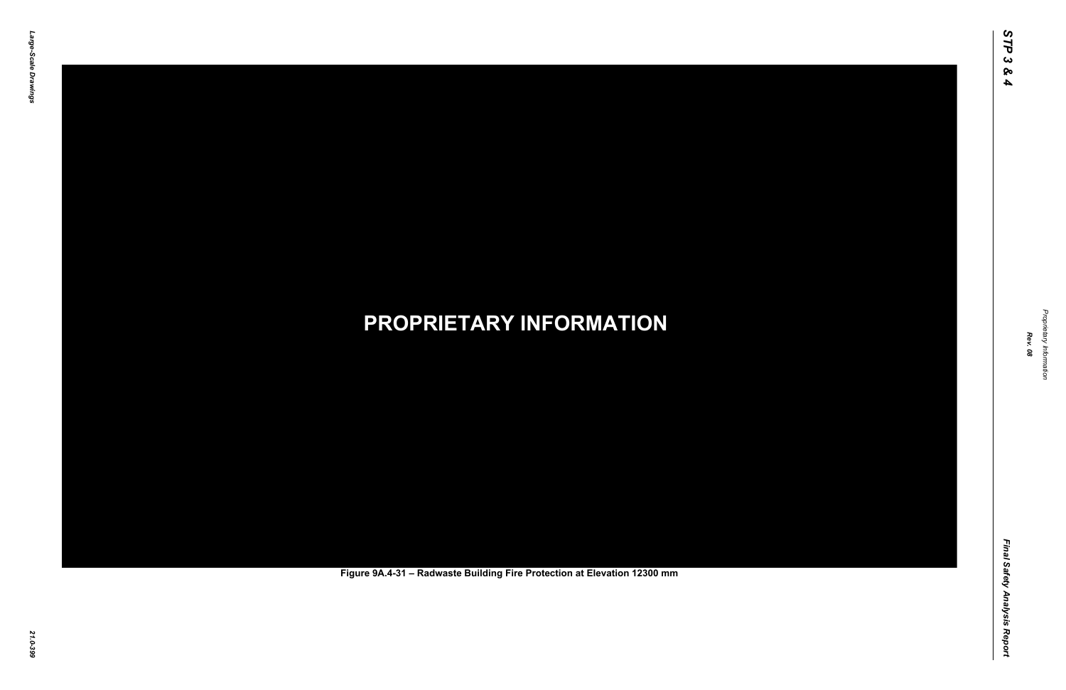**PROPRIETARY INFORMATION**

Figure 9A.4-31 – Radwaste Building Fire Protection at Elevation 12300 mm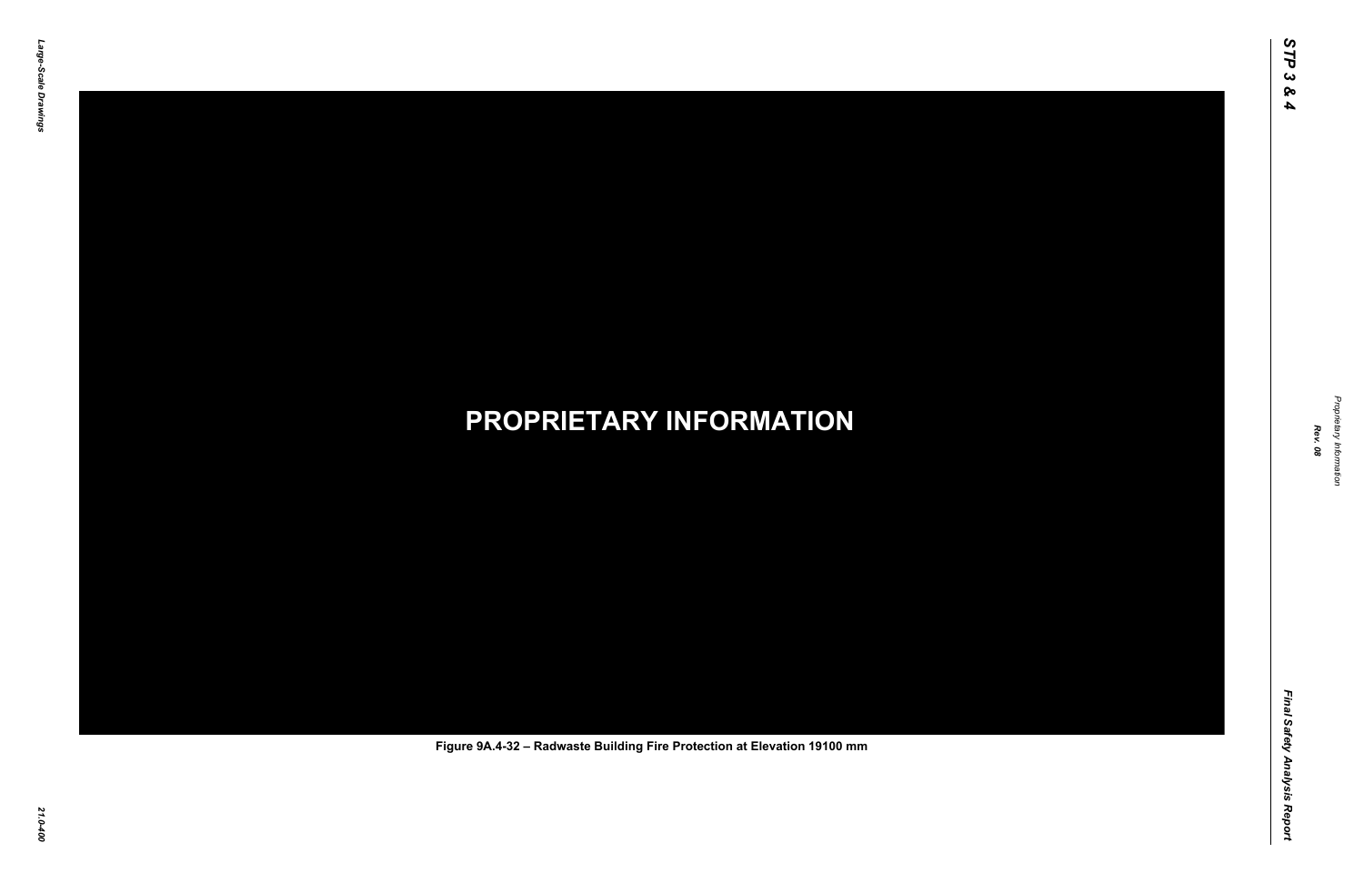**PROPRIETARY INFORMATION**

Figure 9A.4-32 – Radwaste Building Fire Protection at Elevation 19100 mm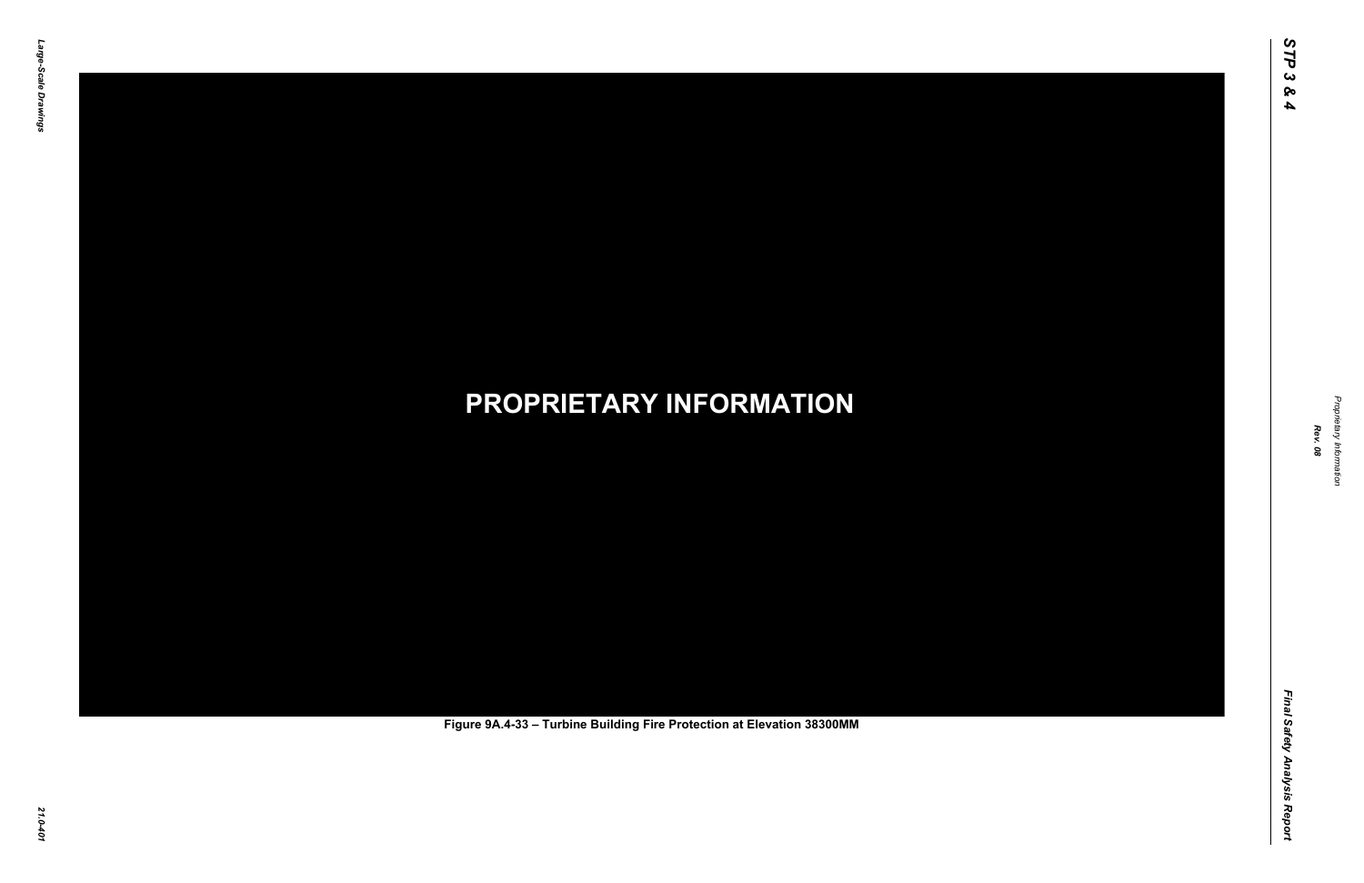**PROPRIETARY INFORMATION**

Figure 9A.4-33 – Turbine Building Fire Protection at Elevation 38300MM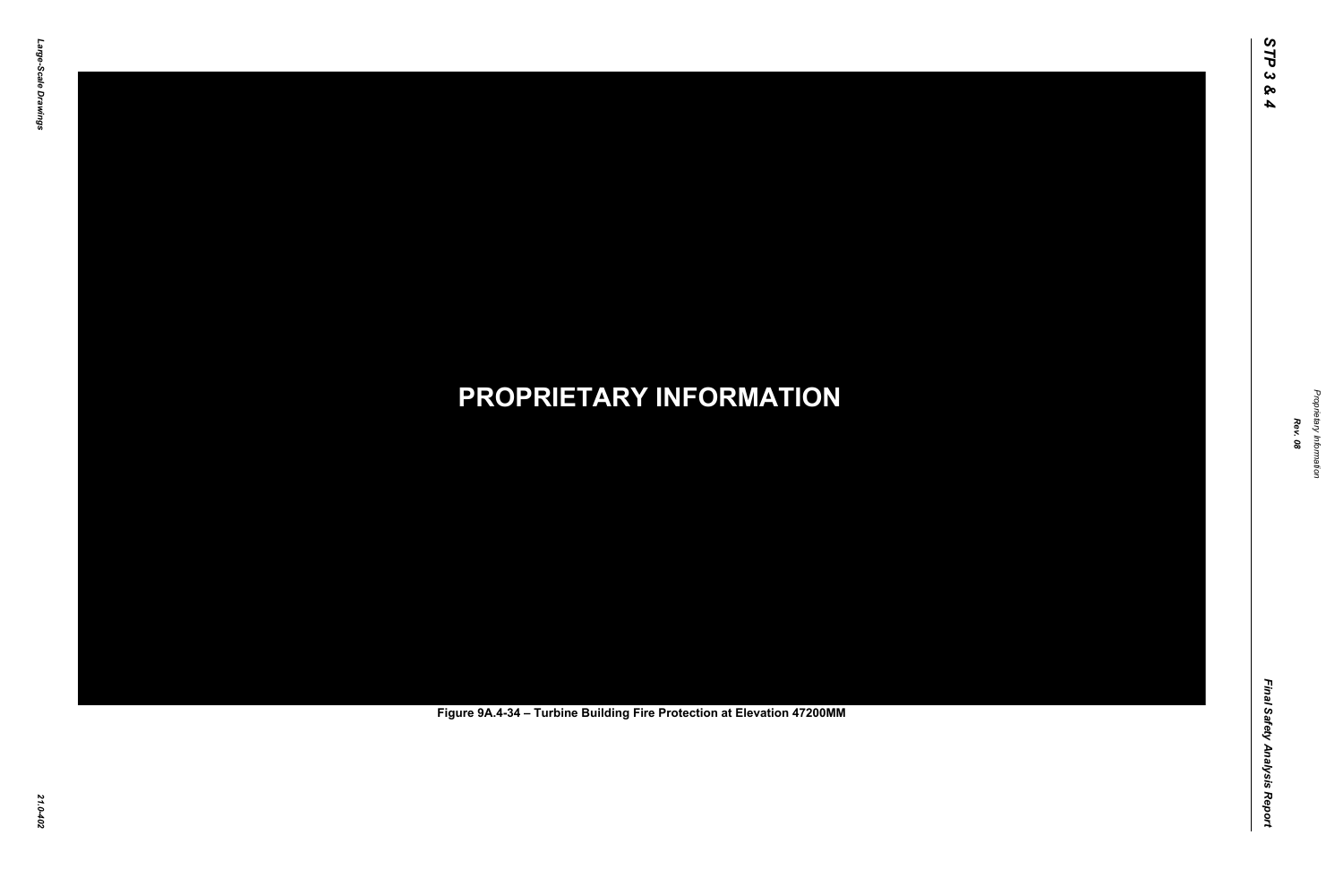**PROPRIETARY INFORMATION**

Figure 9A.4-34 – Turbine Building Fire Protection at Elevation 47200MM